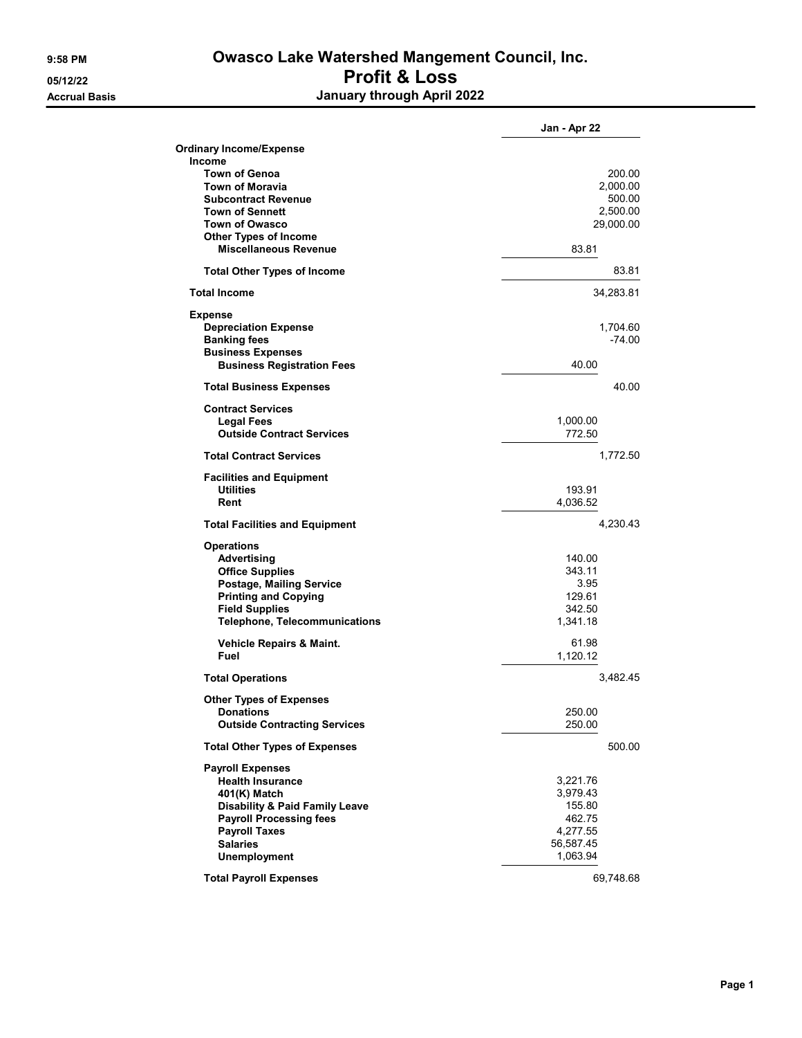# Owasco Lake Watershed Mangement Council, Inc.

## Profit & Loss

**Accrual Basis** — **January through April 2022**

9:58 PM 05/12/22

| | | Jan - Apr 22 |
|---|---|---|
| **Ordinary Income/Expense** | | |
| **Income** | | |
| **Town of Genoa** | | 200.00 |
| **Town of Moravia** | | 2,000.00 |
| **Subcontract Revenue** | | 500.00 |
| **Town of Sennett** | | 2,500.00 |
| **Town of Owasco** | | 29,000.00 |
| **Other Types of Income** | | |
| **Miscellaneous Revenue** | 83.81 | |
| **Total Other Types of Income** | | 83.81 |
| **Total Income** | | 34,283.81 |
| **Expense** | | |
| **Depreciation Expense** | | 1,704.60 |
| **Banking fees** | | -74.00 |
| **Business Expenses** | | |
| **Business Registration Fees** | 40.00 | |
| **Total Business Expenses** | | 40.00 |
| **Contract Services** | | |
| **Legal Fees** | 1,000.00 | |
| **Outside Contract Services** | 772.50 | |
| **Total Contract Services** | | 1,772.50 |
| **Facilities and Equipment** | | |
| **Utilities** | 193.91 | |
| **Rent** | 4,036.52 | |
| **Total Facilities and Equipment** | | 4,230.43 |
| **Operations** | | |
| **Advertising** | 140.00 | |
| **Office Supplies** | 343.11 | |
| **Postage, Mailing Service** | 3.95 | |
| **Printing and Copying** | 129.61 | |
| **Field Supplies** | 342.50 | |
| **Telephone, Telecommunications** | 1,341.18 | |
| **Vehicle Repairs & Maint.** | 61.98 | |
| **Fuel** | 1,120.12 | |
| **Total Operations** | | 3,482.45 |
| **Other Types of Expenses** | | |
| **Donations** | 250.00 | |
| **Outside Contracting Services** | 250.00 | |
| **Total Other Types of Expenses** | | 500.00 |
| **Payroll Expenses** | | |
| **Health Insurance** | 3,221.76 | |
| **401(K) Match** | 3,979.43 | |
| **Disability & Paid Family Leave** | 155.80 | |
| **Payroll Processing fees** | 462.75 | |
| **Payroll Taxes** | 4,277.55 | |
| **Salaries** | 56,587.45 | |
| **Unemployment** | 1,063.94 | |
| **Total Payroll Expenses** | | 69,748.68 |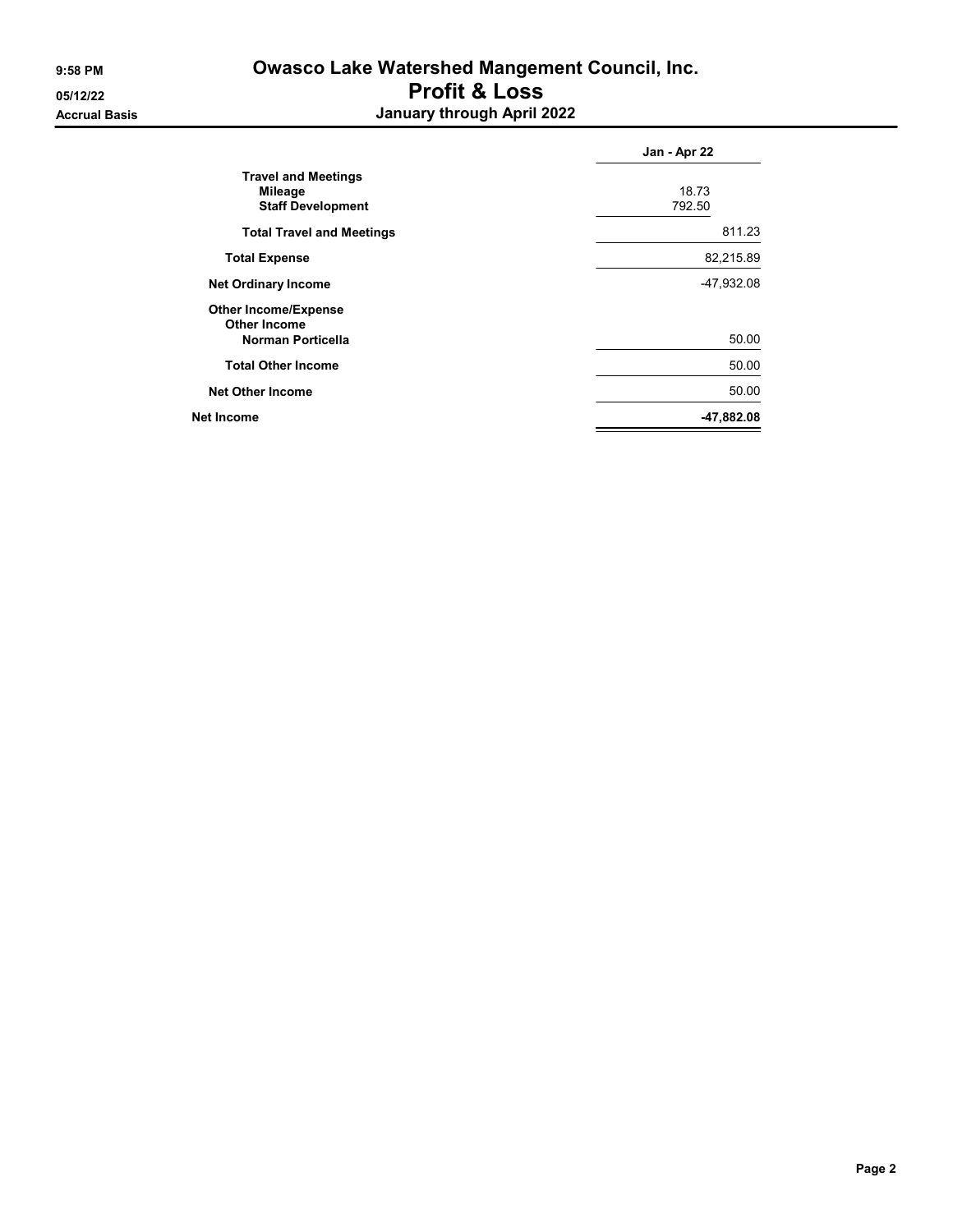# Owasco Lake Watershed Mangement Council, Inc.

## Profit & Loss

### January through April 2022

9:58 PM
05/12/22
Accrual Basis

| | Jan - Apr 22 |
|---|---|
| Travel and Meetings | |
| Mileage | 18.73 |
| Staff Development | 792.50 |
| Total Travel and Meetings | 811.23 |
| Total Expense | 82,215.89 |
| Net Ordinary Income | -47,932.08 |
| Other Income/Expense | |
| Other Income | |
| Norman Porticella | 50.00 |
| Total Other Income | 50.00 |
| Net Other Income | 50.00 |
| **Net Income** | **-47,882.08** |